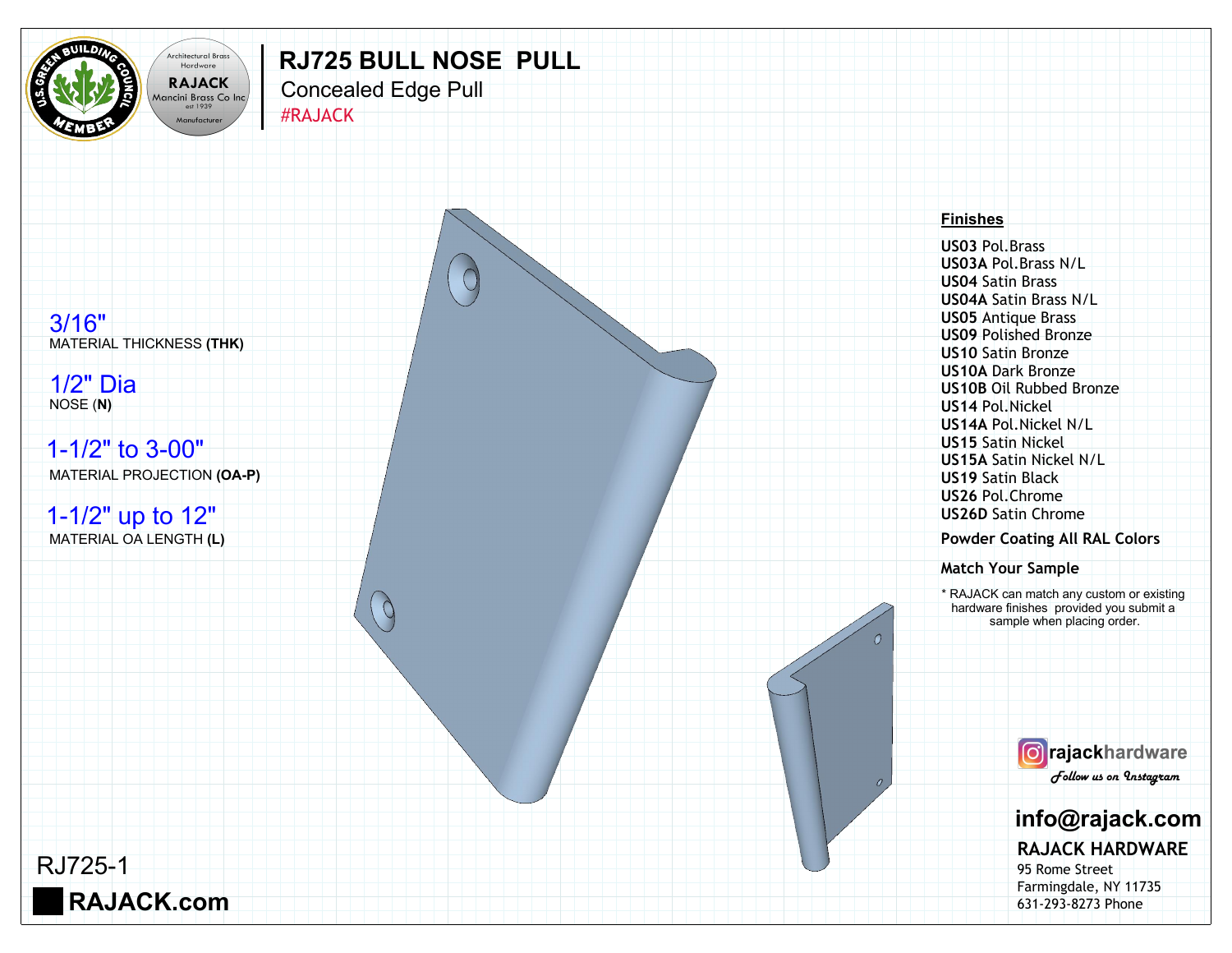Architectural Brass Hardware
RAJACK
Mancini Brass Co Inc
est 1939
Manufacturer

U.S. GREEN BUILDING COUNCIL MEMBER

# RJ725 BULL NOSE PULL

## Concealed Edge Pull

#RAJACK

**3/16"**
MATERIAL THICKNESS **(THK)**

**1/2" Dia**
NOSE **(N)**

**1-1/2" to 3-00"**
MATERIAL PROJECTION **(OA-P)**

**1-1/2" up to 12"**
MATERIAL OA LENGTH **(L)**

### Finishes

**US03** Pol.Brass
**US03A** Pol.Brass N/L
**US04** Satin Brass
**US04A** Satin Brass N/L
**US05** Antique Brass
**US09** Polished Bronze
**US10** Satin Bronze
**US10A** Dark Bronze
**US10B** Oil Rubbed Bronze
**US14** Pol.Nickel
**US14A** Pol.Nickel N/L
**US15** Satin Nickel
**US15A** Satin Nickel N/L
**US19** Satin Black
**US26** Pol.Chrome
**US26D** Satin Chrome

**Powder Coating All RAL Colors**

**Match Your Sample**

* RAJACK can match any custom or existing hardware finishes provided you submit a sample when placing order.

**rajackhardware**
*Follow us on Instagram*

**info@rajack.com**

**RAJACK HARDWARE**
95 Rome Street
Farmingdale, NY 11735
631-293-8273 Phone

RJ725-1

**RAJACK.com**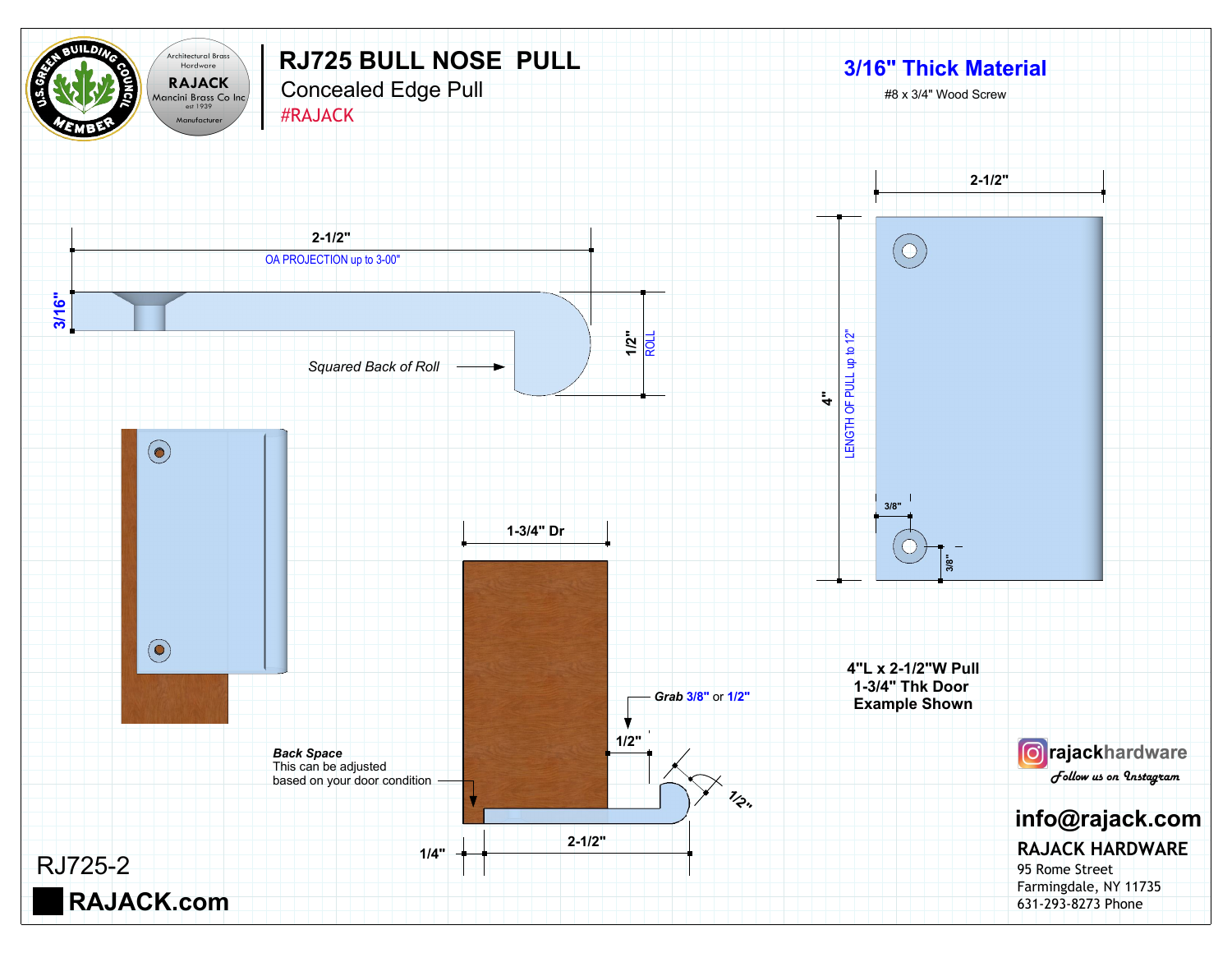# RJ725 BULL NOSE PULL

## Concealed Edge Pull

#RAJACK

## 3/16" Thick Material

#8 x 3/4" Wood Screw

2-1/2"

OA PROJECTION up to 3-00"

3/16"

1/2" ROLL

Squared Back of Roll

2-1/2"

4"

LENGTH OF PULL up to 12"

3/8"

3/8"

1-3/4" Dr

Grab 3/8" or 1/2"

1/2"

1/2"

***Back Space***
This can be adjusted based on your door condition

1/4"

2-1/2"

**4"L x 2-1/2"W Pull**
**1-3/4" Thk Door**
**Example Shown**

rajackhardware
Follow us on Instagram

**info@rajack.com**

**RAJACK HARDWARE**
95 Rome Street
Farmingdale, NY 11735
631-293-8273 Phone

RJ725-2

**RAJACK.com**